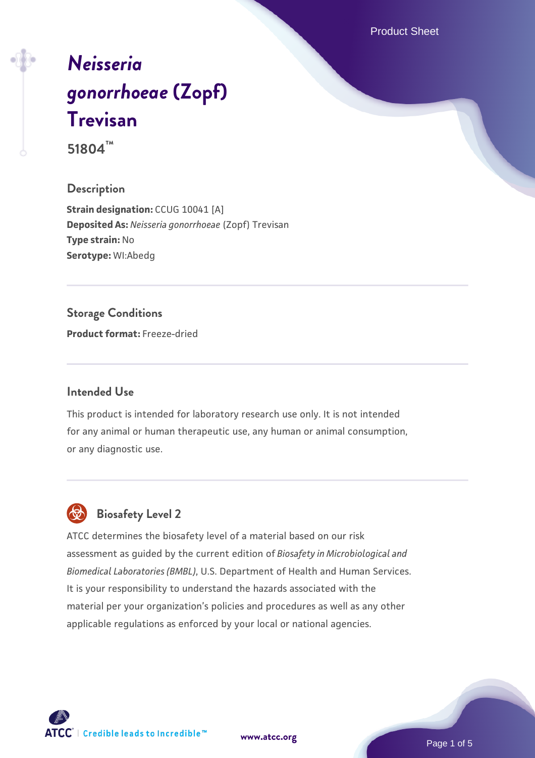# *Neisseria gonorrhoeae* (Zopf) Trevisan

## 51804™

### Description

**Strain designation:** CCUG 10041 [A]
**Deposited As:** *Neisseria gonorrhoeae* (Zopf) Trevisan
**Type strain:** No
**Serotype:** WI:Abedg

### Storage Conditions

**Product format:** Freeze-dried

### Intended Use

This product is intended for laboratory research use only. It is not intended for any animal or human therapeutic use, any human or animal consumption, or any diagnostic use.

### Biosafety Level 2

ATCC determines the biosafety level of a material based on our risk assessment as guided by the current edition of *Biosafety in Microbiological and Biomedical Laboratories (BMBL)*, U.S. Department of Health and Human Services. It is your responsibility to understand the hazards associated with the material per your organization's policies and procedures as well as any other applicable regulations as enforced by your local or national agencies.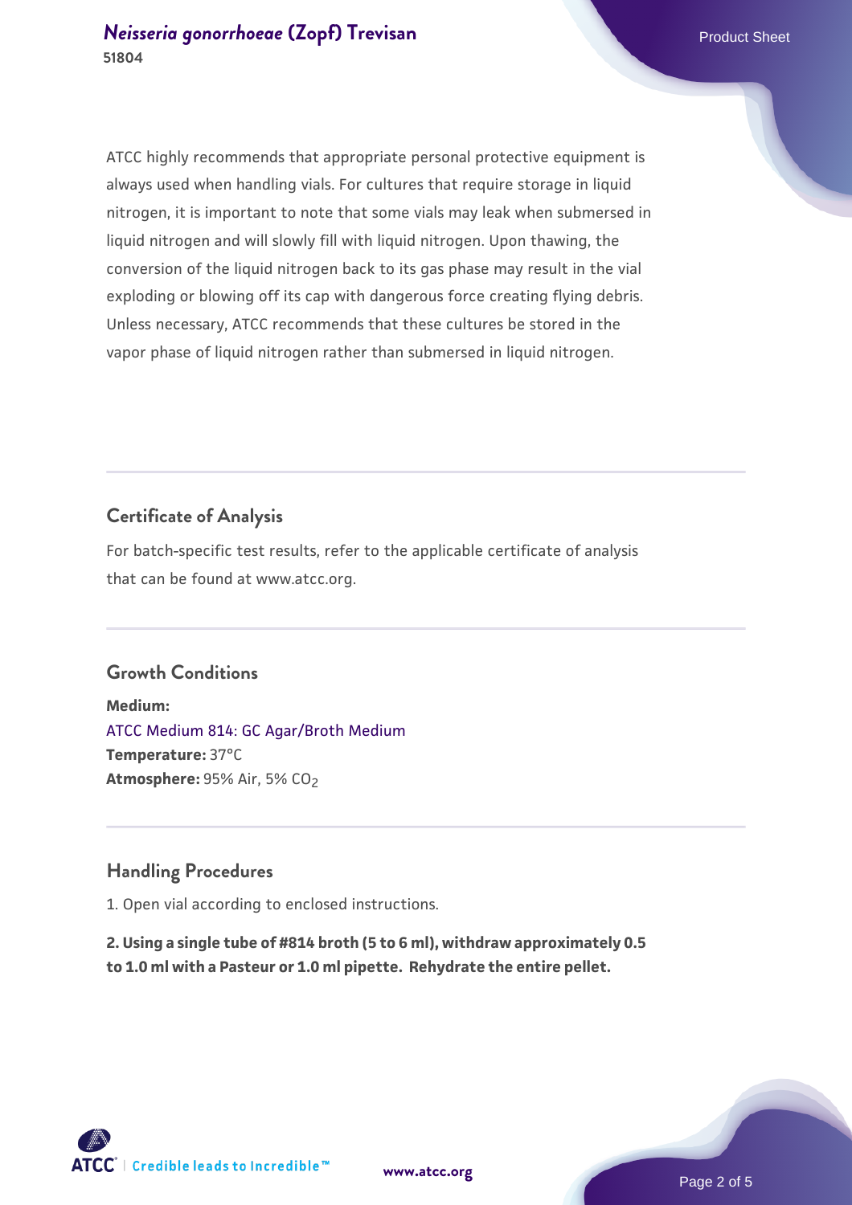ATCC highly recommends that appropriate personal protective equipment is always used when handling vials. For cultures that require storage in liquid nitrogen, it is important to note that some vials may leak when submersed in liquid nitrogen and will slowly fill with liquid nitrogen. Upon thawing, the conversion of the liquid nitrogen back to its gas phase may result in the vial exploding or blowing off its cap with dangerous force creating flying debris. Unless necessary, ATCC recommends that these cultures be stored in the vapor phase of liquid nitrogen rather than submersed in liquid nitrogen.

## Certificate of Analysis

For batch-specific test results, refer to the applicable certificate of analysis that can be found at www.atcc.org.

## Growth Conditions

**Medium:**
ATCC Medium 814: GC Agar/Broth Medium
**Temperature:** 37°C
**Atmosphere:** 95% Air, 5% $CO_2$

## Handling Procedures

1. Open vial according to enclosed instructions.

**2. Using a single tube of #814 broth (5 to 6 ml), withdraw approximately 0.5 to 1.0 ml with a Pasteur or 1.0 ml pipette. Rehydrate the entire pellet.**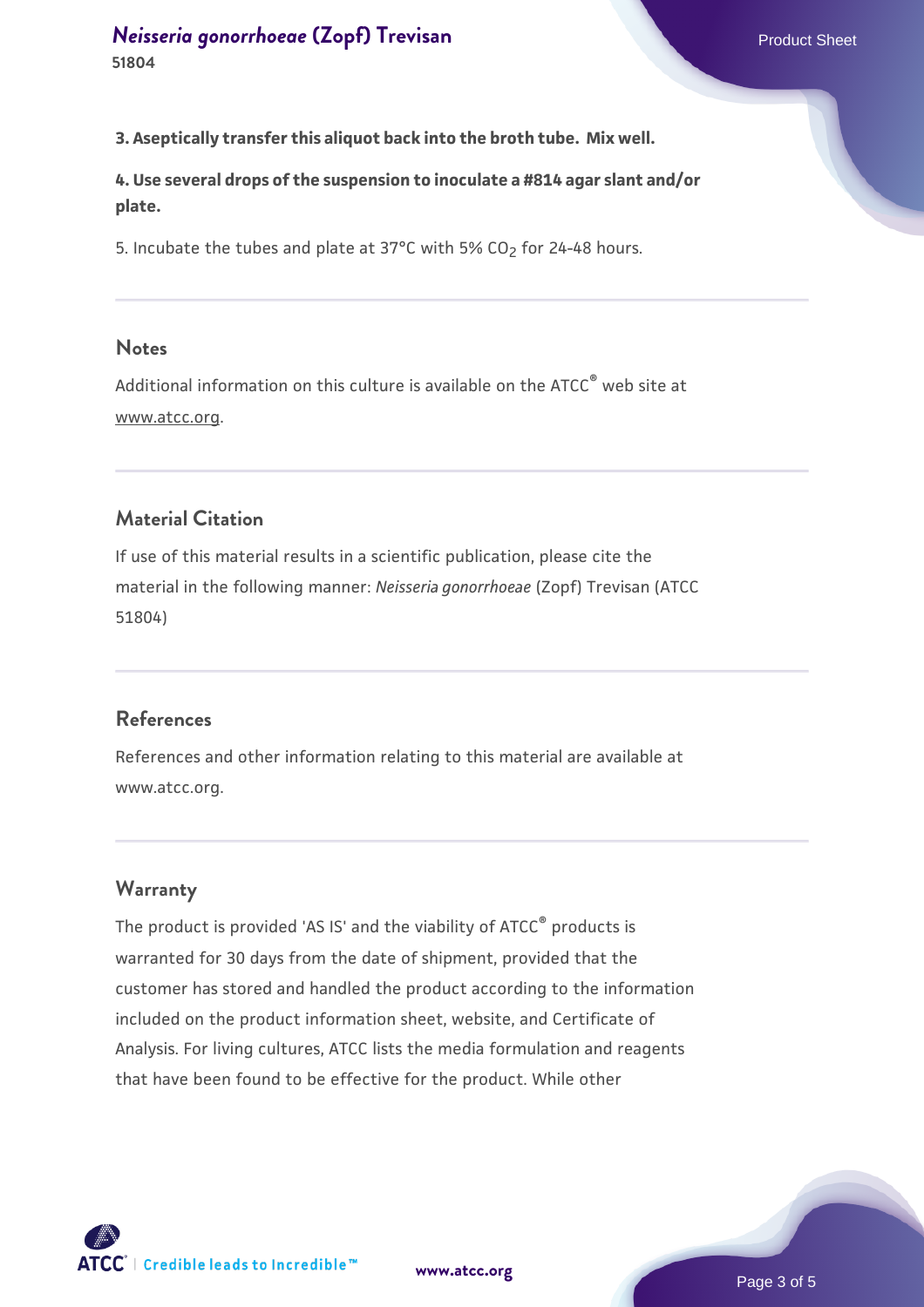**3. Aseptically transfer this aliquot back into the broth tube. Mix well.**

**4. Use several drops of the suspension to inoculate a #814 agar slant and/or plate.**

5. Incubate the tubes and plate at 37°C with 5% $CO_2$ for 24-48 hours.

## Notes

Additional information on this culture is available on the ATCC® web site at www.atcc.org.

## Material Citation

If use of this material results in a scientific publication, please cite the material in the following manner: *Neisseria gonorrhoeae* (Zopf) Trevisan (ATCC 51804)

## References

References and other information relating to this material are available at www.atcc.org.

## Warranty

The product is provided 'AS IS' and the viability of ATCC® products is warranted for 30 days from the date of shipment, provided that the customer has stored and handled the product according to the information included on the product information sheet, website, and Certificate of Analysis. For living cultures, ATCC lists the media formulation and reagents that have been found to be effective for the product. While other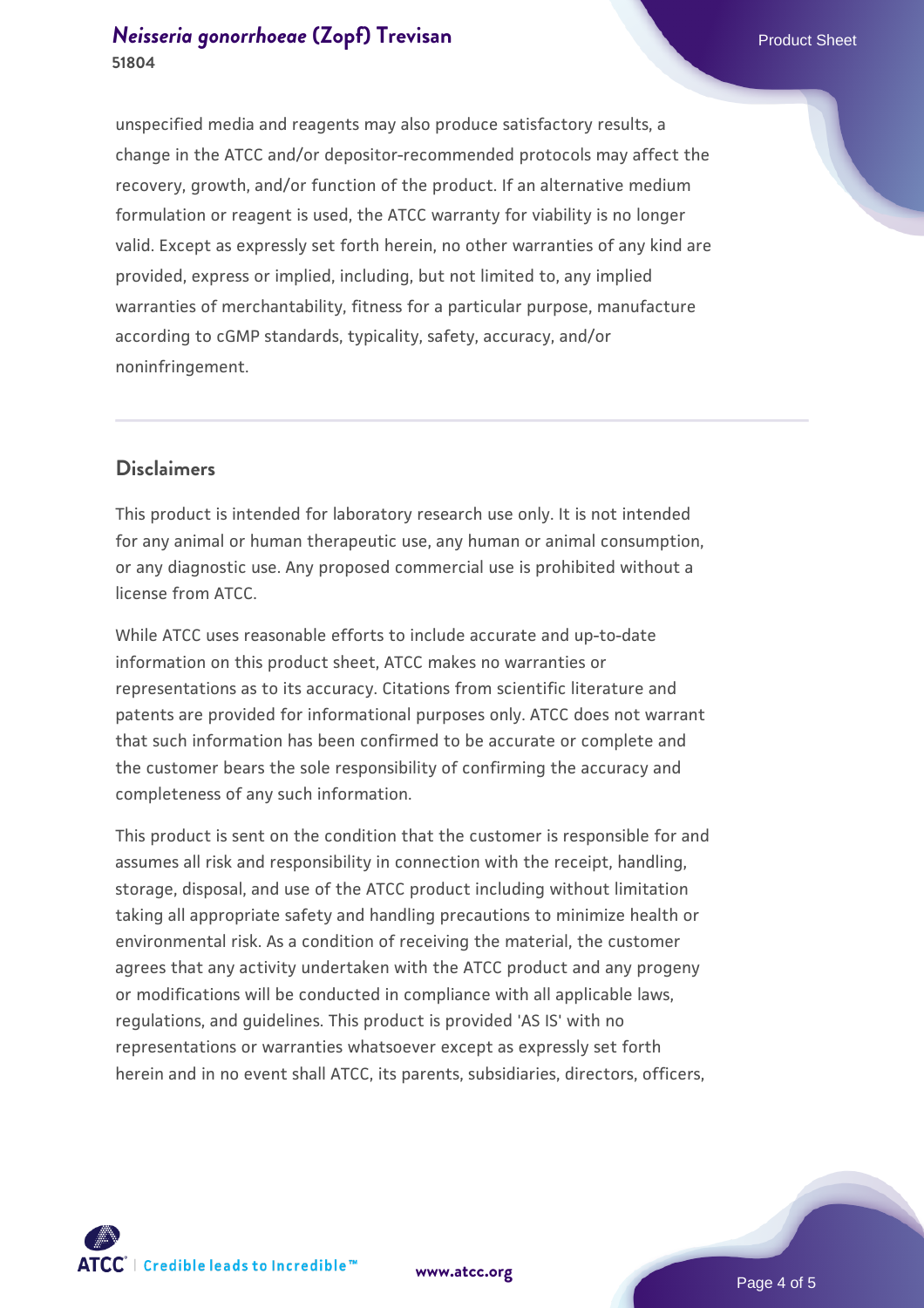unspecified media and reagents may also produce satisfactory results, a change in the ATCC and/or depositor-recommended protocols may affect the recovery, growth, and/or function of the product. If an alternative medium formulation or reagent is used, the ATCC warranty for viability is no longer valid. Except as expressly set forth herein, no other warranties of any kind are provided, express or implied, including, but not limited to, any implied warranties of merchantability, fitness for a particular purpose, manufacture according to cGMP standards, typicality, safety, accuracy, and/or noninfringement.

## Disclaimers

This product is intended for laboratory research use only. It is not intended for any animal or human therapeutic use, any human or animal consumption, or any diagnostic use. Any proposed commercial use is prohibited without a license from ATCC.

While ATCC uses reasonable efforts to include accurate and up-to-date information on this product sheet, ATCC makes no warranties or representations as to its accuracy. Citations from scientific literature and patents are provided for informational purposes only. ATCC does not warrant that such information has been confirmed to be accurate or complete and the customer bears the sole responsibility of confirming the accuracy and completeness of any such information.

This product is sent on the condition that the customer is responsible for and assumes all risk and responsibility in connection with the receipt, handling, storage, disposal, and use of the ATCC product including without limitation taking all appropriate safety and handling precautions to minimize health or environmental risk. As a condition of receiving the material, the customer agrees that any activity undertaken with the ATCC product and any progeny or modifications will be conducted in compliance with all applicable laws, regulations, and guidelines. This product is provided 'AS IS' with no representations or warranties whatsoever except as expressly set forth herein and in no event shall ATCC, its parents, subsidiaries, directors, officers,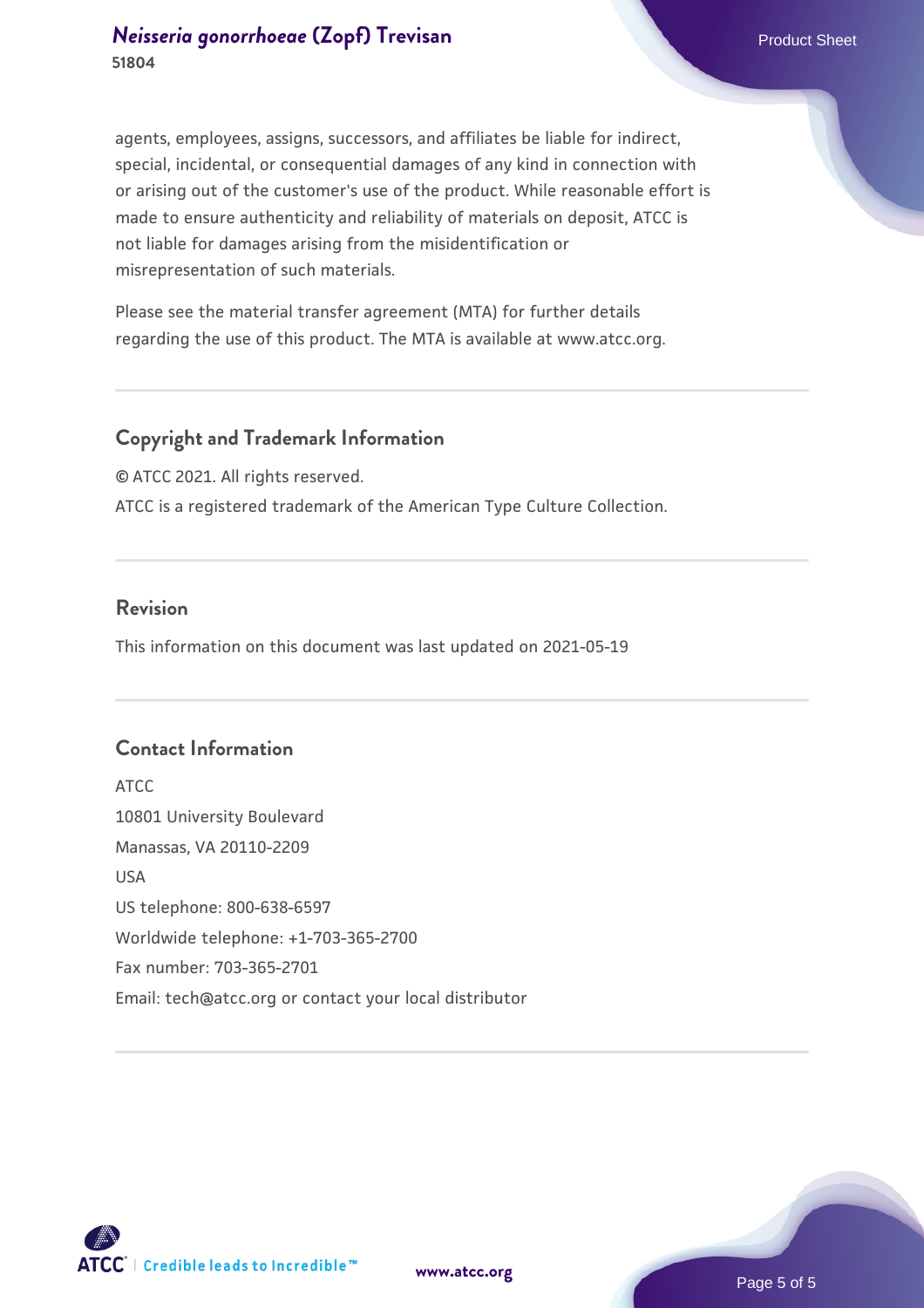agents, employees, assigns, successors, and affiliates be liable for indirect, special, incidental, or consequential damages of any kind in connection with or arising out of the customer's use of the product. While reasonable effort is made to ensure authenticity and reliability of materials on deposit, ATCC is not liable for damages arising from the misidentification or misrepresentation of such materials.

Please see the material transfer agreement (MTA) for further details regarding the use of this product. The MTA is available at www.atcc.org.

## Copyright and Trademark Information

© ATCC 2021. All rights reserved.

ATCC is a registered trademark of the American Type Culture Collection.

## Revision

This information on this document was last updated on 2021-05-19

## Contact Information

ATCC
10801 University Boulevard
Manassas, VA 20110-2209
USA
US telephone: 800-638-6597
Worldwide telephone: +1-703-365-2700
Fax number: 703-365-2701
Email: tech@atcc.org or contact your local distributor